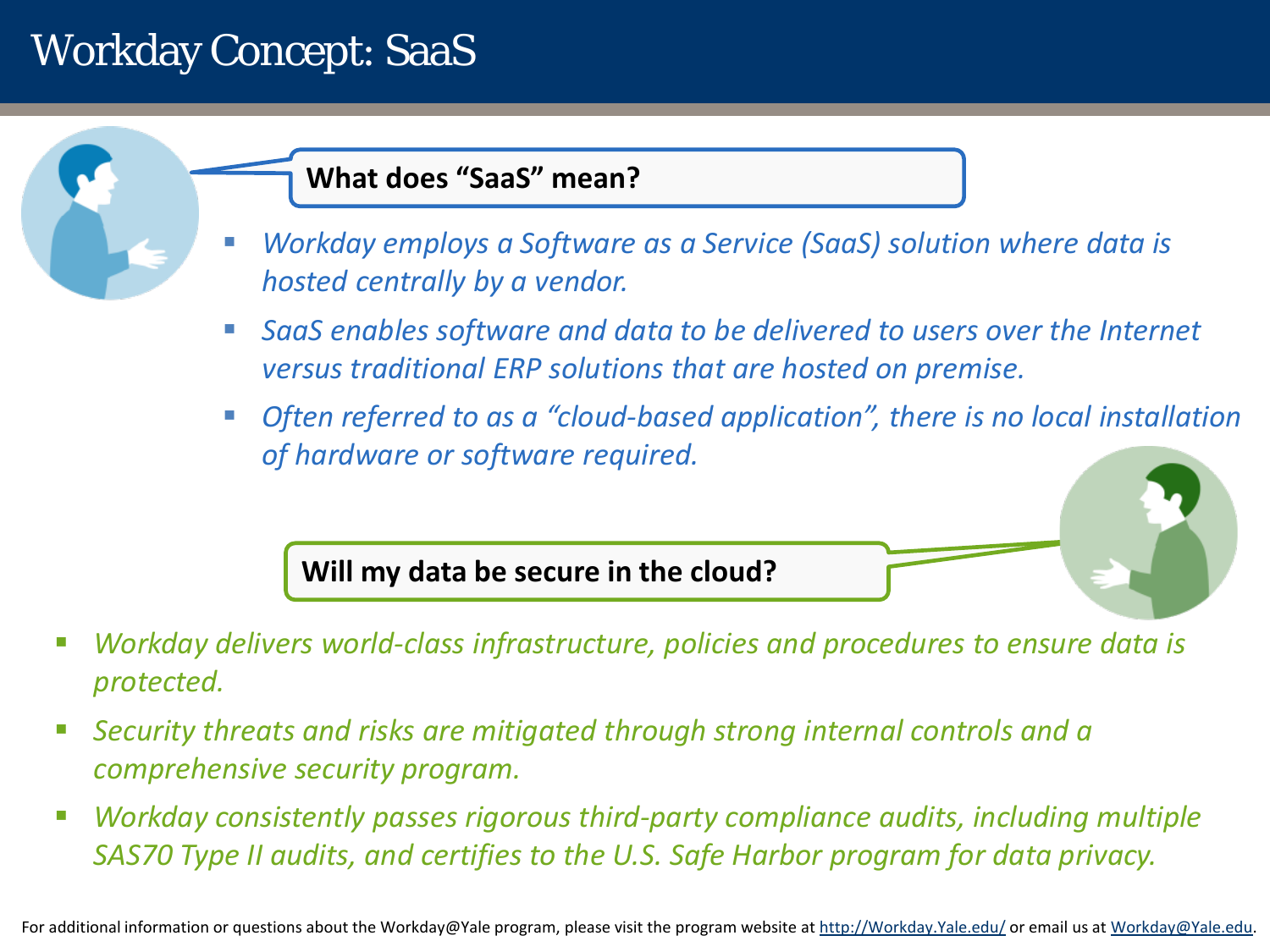# Workday Concept: SaaS

**What does "SaaS" mean?**

- *Workday employs a Software as a Service (SaaS) solution where data is hosted centrally by a vendor.*
- *SaaS enables software and data to be delivered to users over the Internet versus traditional ERP solutions that are hosted on premise.*
- *Often referred to as a "cloud-based application", there is no local installation of hardware or software required.*

**Will my data be secure in the cloud?**

- *Workday delivers world-class infrastructure, policies and procedures to ensure data is protected.*
- *Security threats and risks are mitigated through strong internal controls and a comprehensive security program.*
- *Workday consistently passes rigorous third-party compliance audits, including multiple SAS70 Type II audits, and certifies to the U.S. Safe Harbor program for data privacy.*

For additional information or questions about the Workday@Yale program, please visit the program website at http://Workday.Yale.edu/ or email us at Workday@Yale.edu.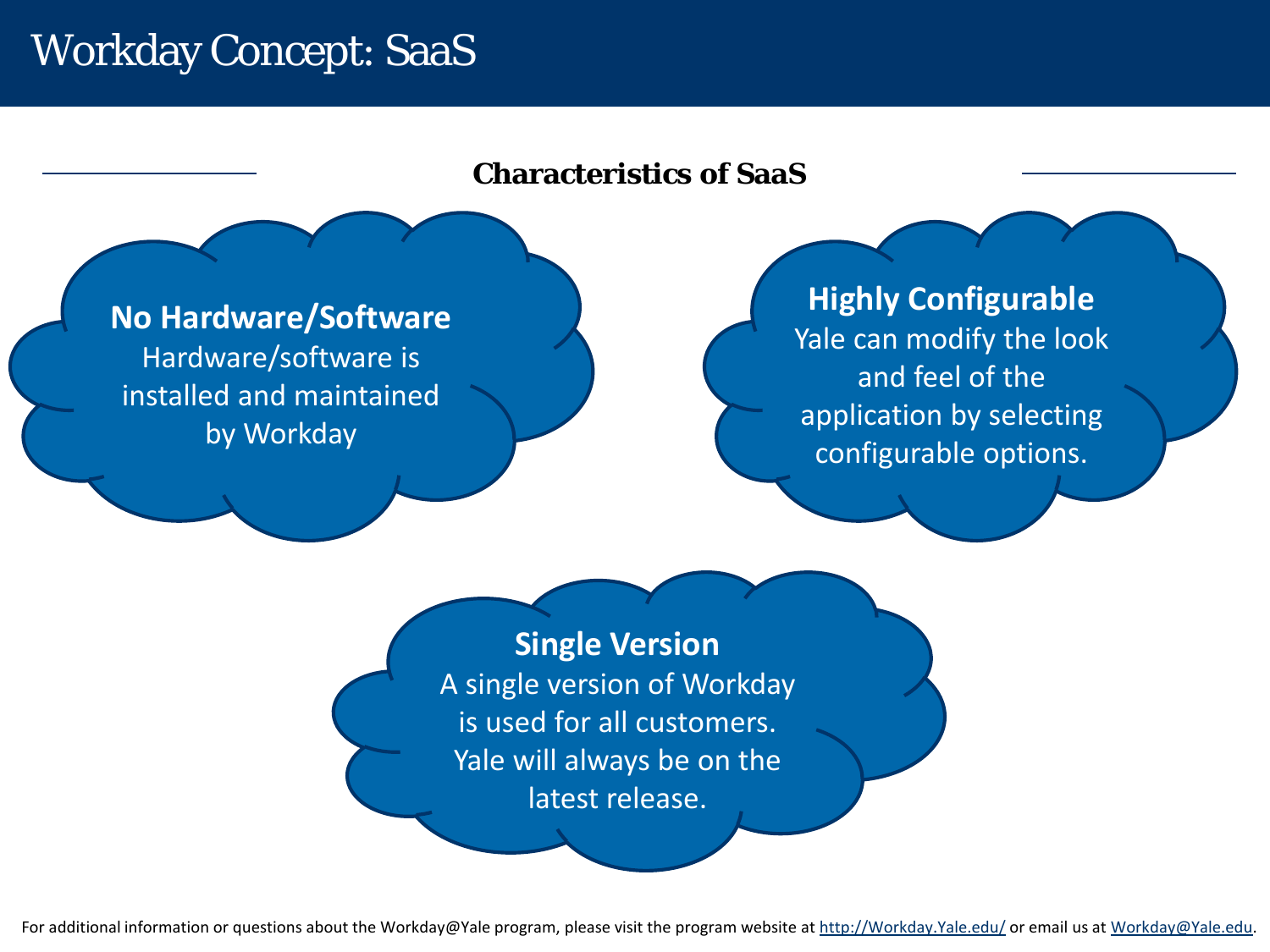# Workday Concept: SaaS

## Characteristics of SaaS

**No Hardware/Software**
Hardware/software is installed and maintained by Workday

**Highly Configurable**
Yale can modify the look and feel of the application by selecting configurable options.

**Single Version**
A single version of Workday is used for all customers. Yale will always be on the latest release.

For additional information or questions about the Workday@Yale program, please visit the program website at http://Workday.Yale.edu/ or email us at Workday@Yale.edu.